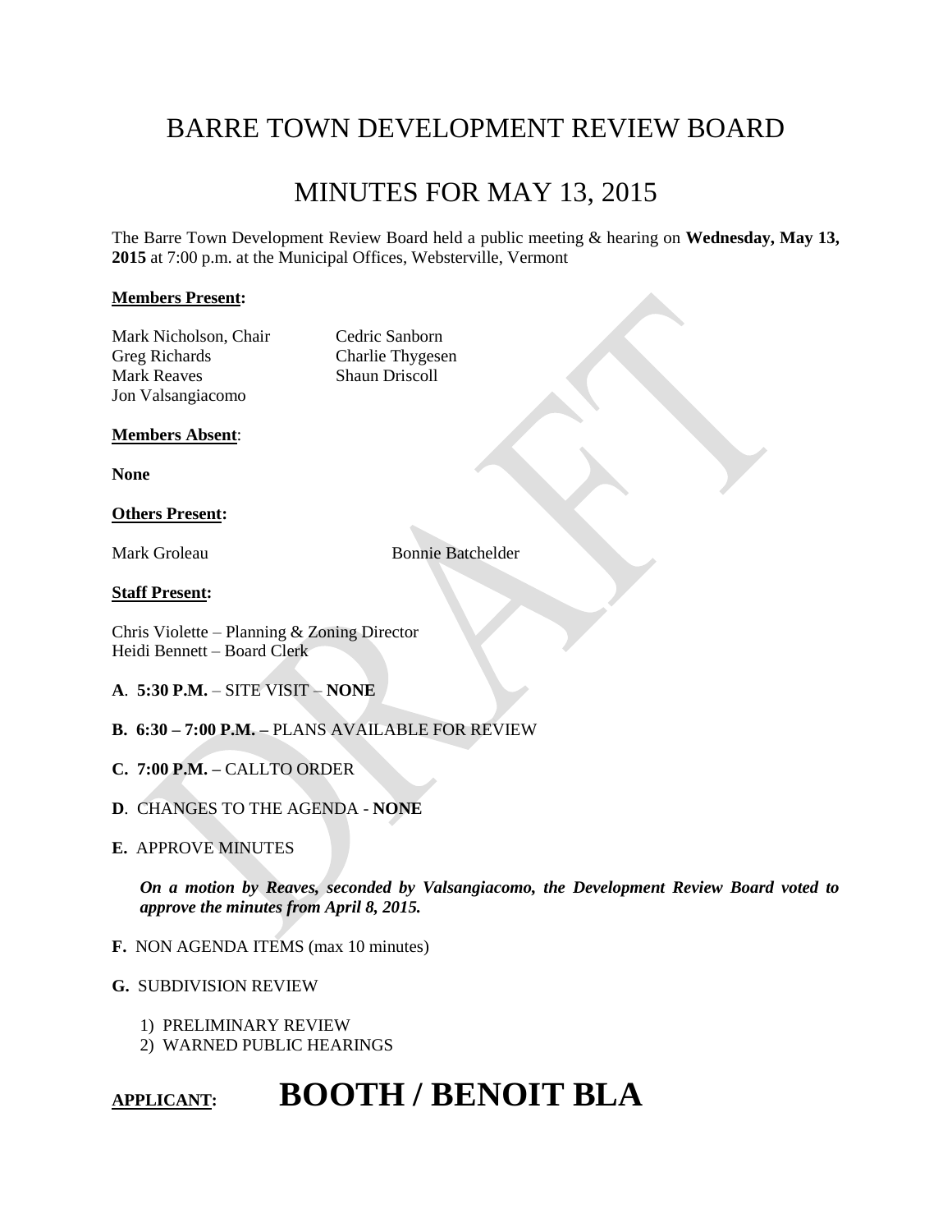# BARRE TOWN DEVELOPMENT REVIEW BOARD

## MINUTES FOR MAY 13, 2015

The Barre Town Development Review Board held a public meeting & hearing on **Wednesday, May 13, 2015** at 7:00 p.m. at the Municipal Offices, Websterville, Vermont

**Members Present:**

Mark Nicholson, Chair
Greg Richards
Mark Reaves
Jon Valsangiacomo
Cedric Sanborn
Charlie Thygesen
Shaun Driscoll

**Members Absent**:

**None**

**Others Present:**

Mark Groleau
Bonnie Batchelder

**Staff Present:**

Chris Violette – Planning & Zoning Director
Heidi Bennett – Board Clerk

**A**. **5:30 P.M.** – SITE VISIT – **NONE**

**B. 6:30 – 7:00 P.M. –** PLANS AVAILABLE FOR REVIEW

**C. 7:00 P.M. –** CALLTO ORDER

**D**. CHANGES TO THE AGENDA - **NONE**

**E.** APPROVE MINUTES

***On a motion by Reaves, seconded by Valsangiacomo, the Development Review Board voted to approve the minutes from April 8, 2015.***

**F.** NON AGENDA ITEMS (max 10 minutes)

**G.** SUBDIVISION REVIEW

1) PRELIMINARY REVIEW
2) WARNED PUBLIC HEARINGS

**APPLICANT:** **BOOTH / BENOIT BLA**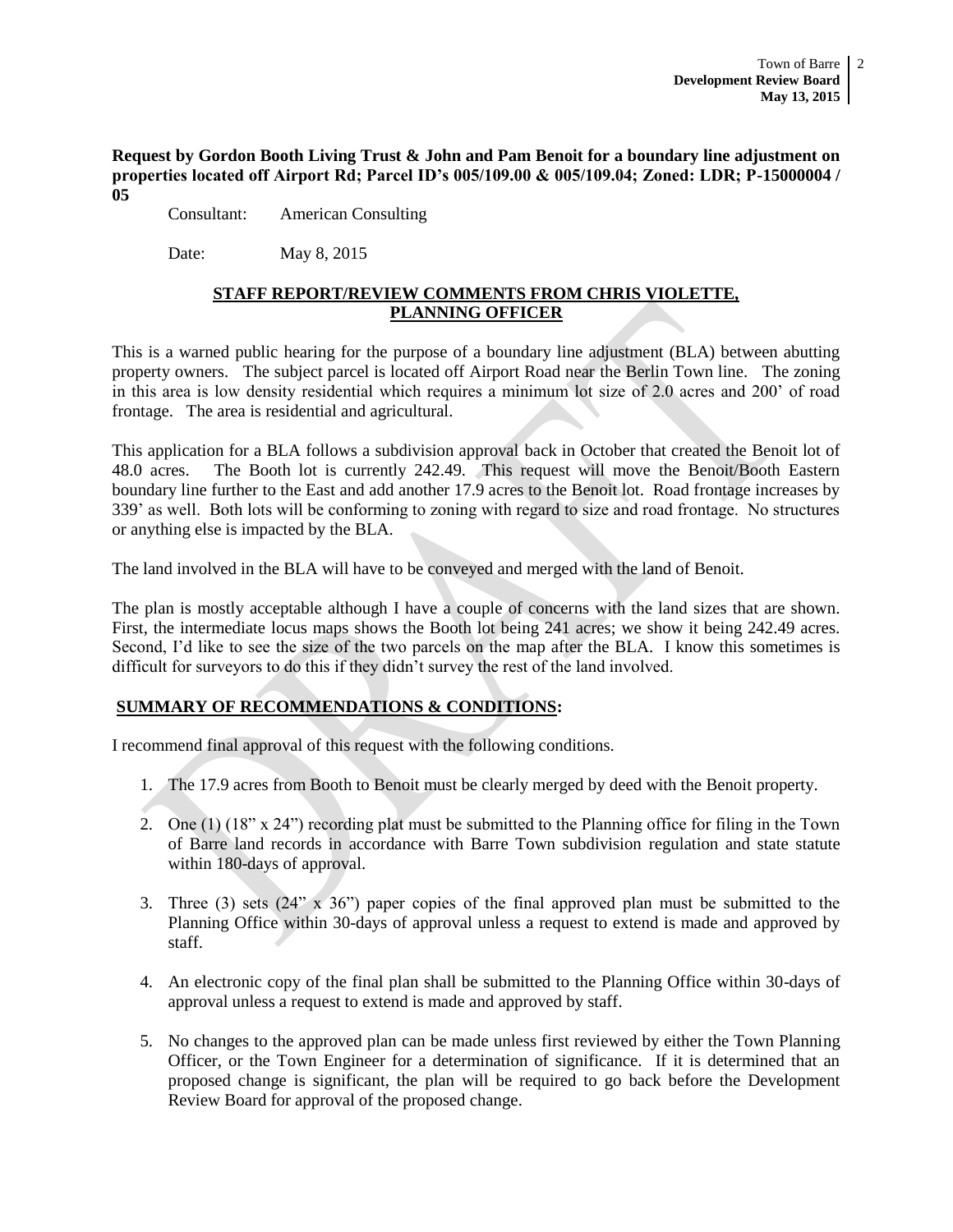**Request by Gordon Booth Living Trust & John and Pam Benoit for a boundary line adjustment on properties located off Airport Rd; Parcel ID's 005/109.00 & 005/109.04; Zoned: LDR; P-15000004 / 05**

Consultant: American Consulting

Date: May 8, 2015

**STAFF REPORT/REVIEW COMMENTS FROM CHRIS VIOLETTE, PLANNING OFFICER**

This is a warned public hearing for the purpose of a boundary line adjustment (BLA) between abutting property owners. The subject parcel is located off Airport Road near the Berlin Town line. The zoning in this area is low density residential which requires a minimum lot size of 2.0 acres and 200' of road frontage. The area is residential and agricultural.

This application for a BLA follows a subdivision approval back in October that created the Benoit lot of 48.0 acres. The Booth lot is currently 242.49. This request will move the Benoit/Booth Eastern boundary line further to the East and add another 17.9 acres to the Benoit lot. Road frontage increases by 339' as well. Both lots will be conforming to zoning with regard to size and road frontage. No structures or anything else is impacted by the BLA.

The land involved in the BLA will have to be conveyed and merged with the land of Benoit.

The plan is mostly acceptable although I have a couple of concerns with the land sizes that are shown. First, the intermediate locus maps shows the Booth lot being 241 acres; we show it being 242.49 acres. Second, I'd like to see the size of the two parcels on the map after the BLA. I know this sometimes is difficult for surveyors to do this if they didn't survey the rest of the land involved.

**SUMMARY OF RECOMMENDATIONS & CONDITIONS:**

I recommend final approval of this request with the following conditions.

1. The 17.9 acres from Booth to Benoit must be clearly merged by deed with the Benoit property.
2. One (1) (18" x 24") recording plat must be submitted to the Planning office for filing in the Town of Barre land records in accordance with Barre Town subdivision regulation and state statute within 180-days of approval.
3. Three (3) sets (24" x 36") paper copies of the final approved plan must be submitted to the Planning Office within 30-days of approval unless a request to extend is made and approved by staff.
4. An electronic copy of the final plan shall be submitted to the Planning Office within 30-days of approval unless a request to extend is made and approved by staff.
5. No changes to the approved plan can be made unless first reviewed by either the Town Planning Officer, or the Town Engineer for a determination of significance. If it is determined that an proposed change is significant, the plan will be required to go back before the Development Review Board for approval of the proposed change.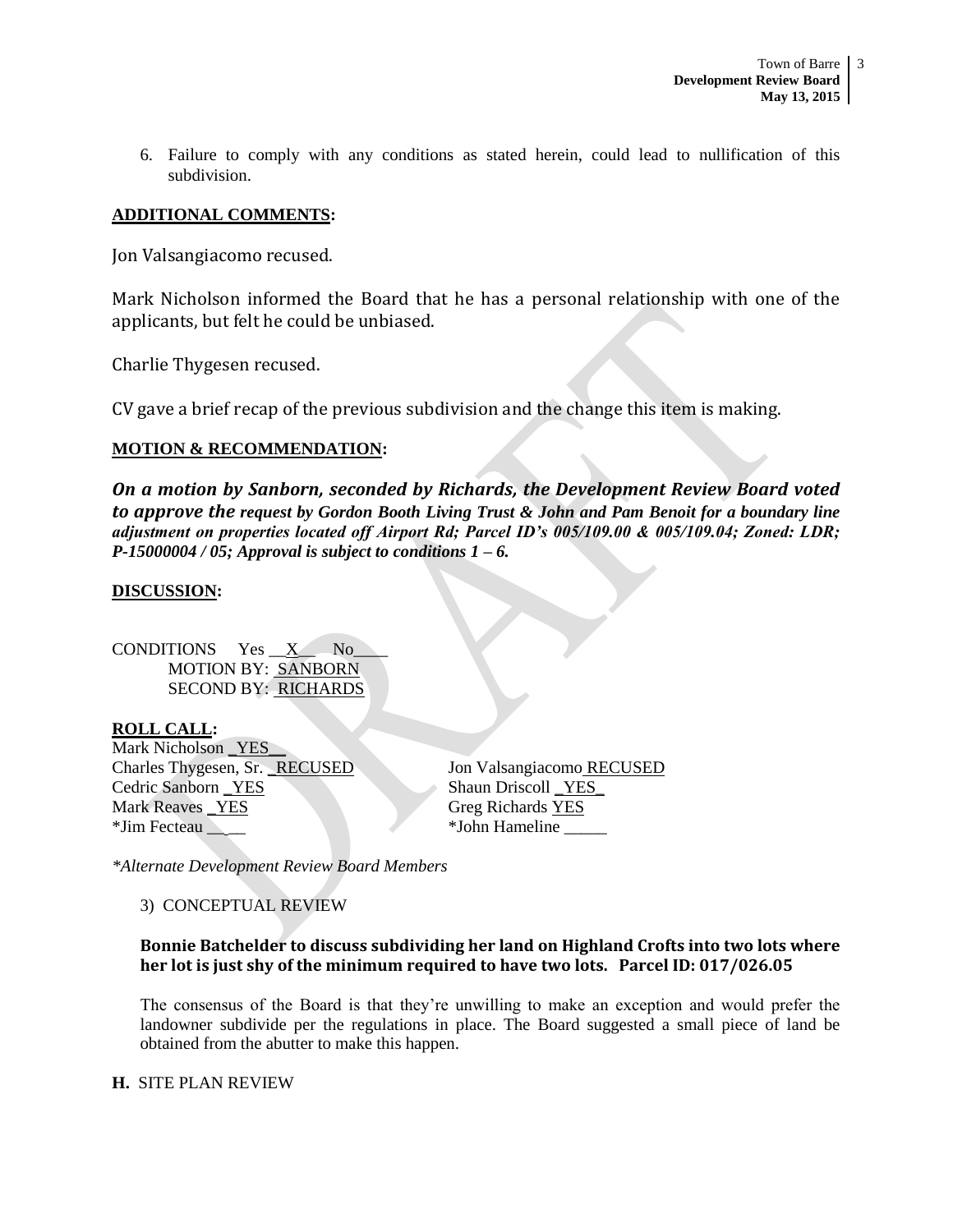6. Failure to comply with any conditions as stated herein, could lead to nullification of this subdivision.

**ADDITIONAL COMMENTS:**

Jon Valsangiacomo recused.

Mark Nicholson informed the Board that he has a personal relationship with one of the applicants, but felt he could be unbiased.

Charlie Thygesen recused.

CV gave a brief recap of the previous subdivision and the change this item is making.

**MOTION & RECOMMENDATION:**

***On a motion by Sanborn, seconded by Richards, the Development Review Board voted to approve the request by Gordon Booth Living Trust & John and Pam Benoit for a boundary line adjustment on properties located off Airport Rd; Parcel ID's 005/109.00 & 005/109.04; Zoned: LDR; P-15000004 / 05; Approval is subject to conditions 1 – 6.***

**DISCUSSION:**

CONDITIONS Yes __X__ No____
MOTION BY: SANBORN
SECOND BY: RICHARDS

**ROLL CALL:**

Mark Nicholson _YES__
Charles Thygesen, Sr. _RECUSED
Cedric Sanborn _YES
Mark Reaves _YES
*Jim Fecteau _____
Jon Valsangiacomo RECUSED
Shaun Driscoll _YES_
Greg Richards YES
*John Hameline _____

*Alternate Development Review Board Members*

3) CONCEPTUAL REVIEW

**Bonnie Batchelder to discuss subdividing her land on Highland Crofts into two lots where her lot is just shy of the minimum required to have two lots. Parcel ID: 017/026.05**

The consensus of the Board is that they're unwilling to make an exception and would prefer the landowner subdivide per the regulations in place. The Board suggested a small piece of land be obtained from the abutter to make this happen.

**H.** SITE PLAN REVIEW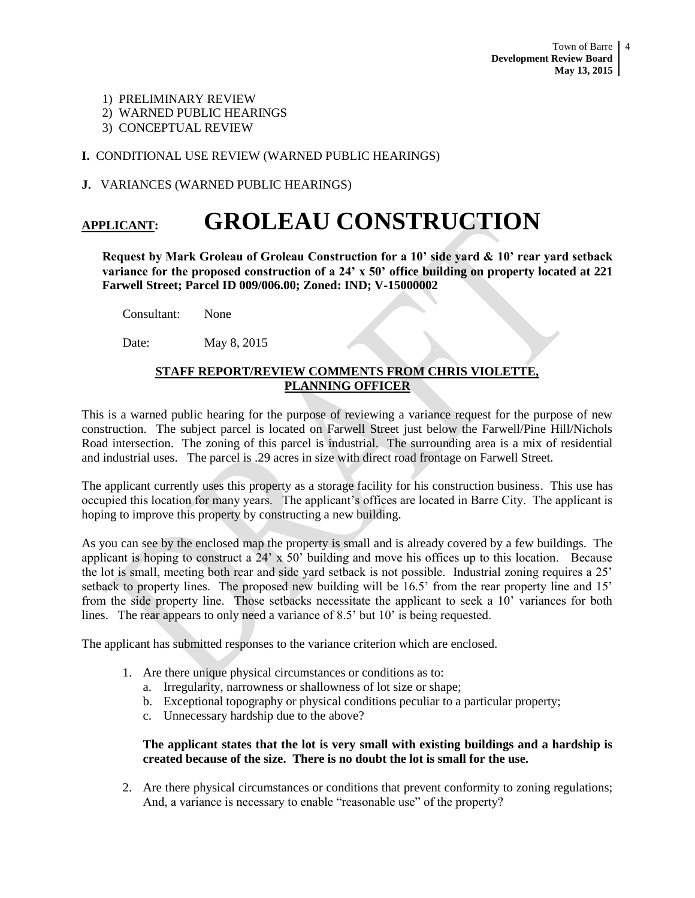1) PRELIMINARY REVIEW
2) WARNED PUBLIC HEARINGS
3) CONCEPTUAL REVIEW

**I.** CONDITIONAL USE REVIEW (WARNED PUBLIC HEARINGS)

**J.** VARIANCES (WARNED PUBLIC HEARINGS)

# <u>APPLICANT:</u> GROLEAU CONSTRUCTION

**Request by Mark Groleau of Groleau Construction for a 10' side yard & 10' rear yard setback variance for the proposed construction of a 24' x 50' office building on property located at 221 Farwell Street; Parcel ID 009/006.00; Zoned: IND; V-15000002**

Consultant: None

Date: May 8, 2015

**STAFF REPORT/REVIEW COMMENTS FROM CHRIS VIOLETTE, PLANNING OFFICER**

This is a warned public hearing for the purpose of reviewing a variance request for the purpose of new construction. The subject parcel is located on Farwell Street just below the Farwell/Pine Hill/Nichols Road intersection. The zoning of this parcel is industrial. The surrounding area is a mix of residential and industrial uses. The parcel is .29 acres in size with direct road frontage on Farwell Street.

The applicant currently uses this property as a storage facility for his construction business. This use has occupied this location for many years. The applicant's offices are located in Barre City. The applicant is hoping to improve this property by constructing a new building.

As you can see by the enclosed map the property is small and is already covered by a few buildings. The applicant is hoping to construct a 24' x 50' building and move his offices up to this location. Because the lot is small, meeting both rear and side yard setback is not possible. Industrial zoning requires a 25' setback to property lines. The proposed new building will be 16.5' from the rear property line and 15' from the side property line. Those setbacks necessitate the applicant to seek a 10' variances for both lines. The rear appears to only need a variance of 8.5' but 10' is being requested.

The applicant has submitted responses to the variance criterion which are enclosed.

1. Are there unique physical circumstances or conditions as to:
   a. Irregularity, narrowness or shallowness of lot size or shape;
   b. Exceptional topography or physical conditions peculiar to a particular property;
   c. Unnecessary hardship due to the above?

   **The applicant states that the lot is very small with existing buildings and a hardship is created because of the size. There is no doubt the lot is small for the use.**

2. Are there physical circumstances or conditions that prevent conformity to zoning regulations; And, a variance is necessary to enable "reasonable use" of the property?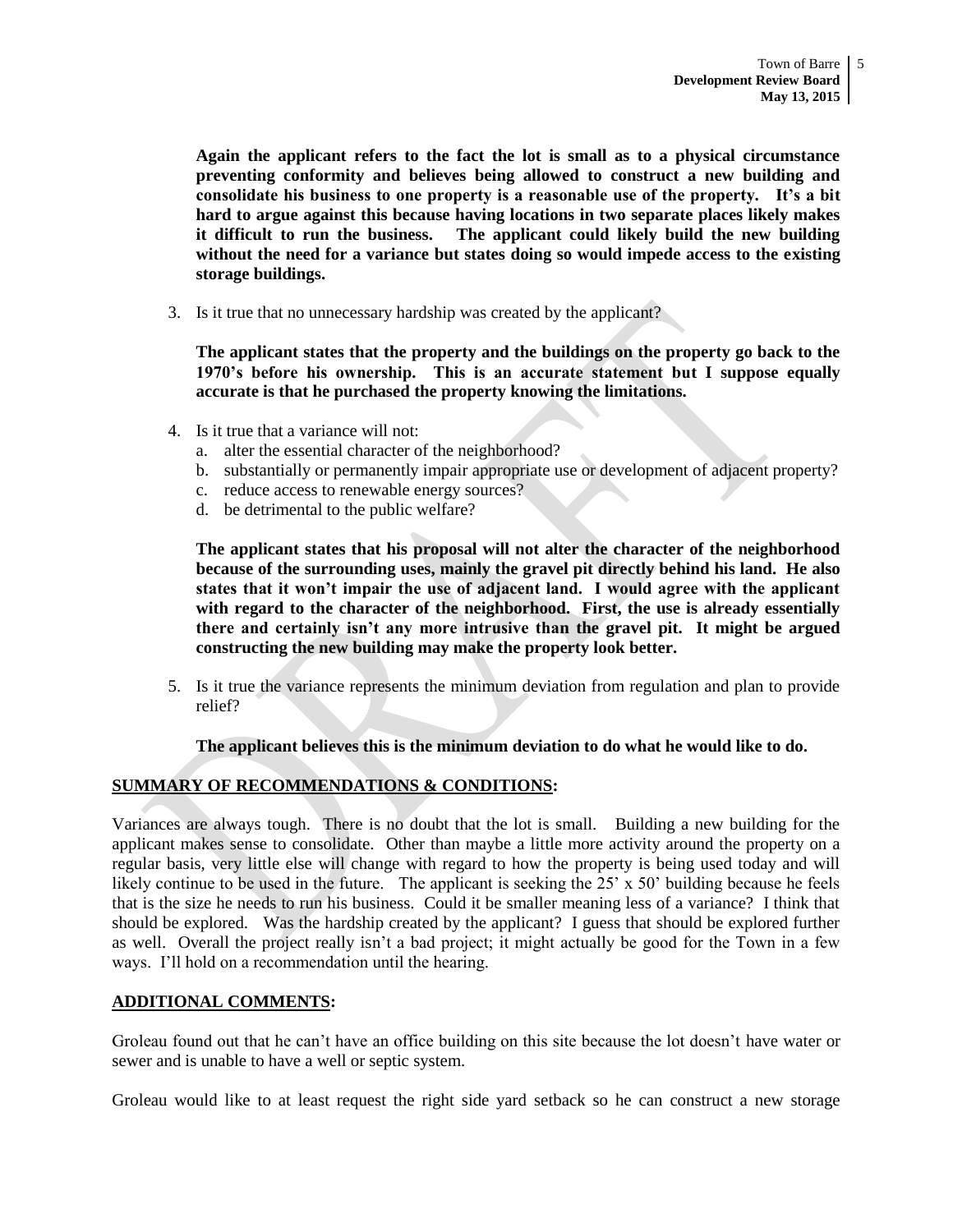**Again the applicant refers to the fact the lot is small as to a physical circumstance preventing conformity and believes being allowed to construct a new building and consolidate his business to one property is a reasonable use of the property. It's a bit hard to argue against this because having locations in two separate places likely makes it difficult to run the business. The applicant could likely build the new building without the need for a variance but states doing so would impede access to the existing storage buildings.**

3. Is it true that no unnecessary hardship was created by the applicant?

   **The applicant states that the property and the buildings on the property go back to the 1970's before his ownership. This is an accurate statement but I suppose equally accurate is that he purchased the property knowing the limitations.**

4. Is it true that a variance will not:
   a. alter the essential character of the neighborhood?
   b. substantially or permanently impair appropriate use or development of adjacent property?
   c. reduce access to renewable energy sources?
   d. be detrimental to the public welfare?

   **The applicant states that his proposal will not alter the character of the neighborhood because of the surrounding uses, mainly the gravel pit directly behind his land. He also states that it won't impair the use of adjacent land. I would agree with the applicant with regard to the character of the neighborhood. First, the use is already essentially there and certainly isn't any more intrusive than the gravel pit. It might be argued constructing the new building may make the property look better.**

5. Is it true the variance represents the minimum deviation from regulation and plan to provide relief?

   **The applicant believes this is the minimum deviation to do what he would like to do.**

## SUMMARY OF RECOMMENDATIONS & CONDITIONS:

Variances are always tough. There is no doubt that the lot is small. Building a new building for the applicant makes sense to consolidate. Other than maybe a little more activity around the property on a regular basis, very little else will change with regard to how the property is being used today and will likely continue to be used in the future. The applicant is seeking the 25' x 50' building because he feels that is the size he needs to run his business. Could it be smaller meaning less of a variance? I think that should be explored. Was the hardship created by the applicant? I guess that should be explored further as well. Overall the project really isn't a bad project; it might actually be good for the Town in a few ways. I'll hold on a recommendation until the hearing.

## ADDITIONAL COMMENTS:

Groleau found out that he can't have an office building on this site because the lot doesn't have water or sewer and is unable to have a well or septic system.

Groleau would like to at least request the right side yard setback so he can construct a new storage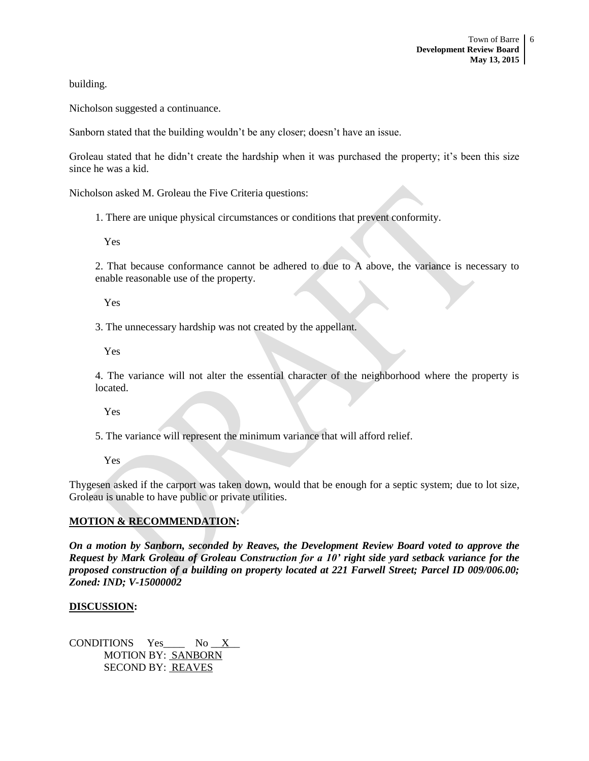building.

Nicholson suggested a continuance.

Sanborn stated that the building wouldn't be any closer; doesn't have an issue.

Groleau stated that he didn't create the hardship when it was purchased the property; it's been this size since he was a kid.

Nicholson asked M. Groleau the Five Criteria questions:

1. There are unique physical circumstances or conditions that prevent conformity.

   Yes

2. That because conformance cannot be adhered to due to A above, the variance is necessary to enable reasonable use of the property.

   Yes

3. The unnecessary hardship was not created by the appellant.

   Yes

4. The variance will not alter the essential character of the neighborhood where the property is located.

   Yes

5. The variance will represent the minimum variance that will afford relief.

   Yes

Thygesen asked if the carport was taken down, would that be enough for a septic system; due to lot size, Groleau is unable to have public or private utilities.

**MOTION & RECOMMENDATION:**

***On a motion by Sanborn, seconded by Reaves, the Development Review Board voted to approve the Request by Mark Groleau of Groleau Construction for a 10' right side yard setback variance for the proposed construction of a building on property located at 221 Farwell Street; Parcel ID 009/006.00; Zoned: IND; V-15000002***

**DISCUSSION:**

CONDITIONS Yes____ No __X__
MOTION BY: SANBORN
SECOND BY: REAVES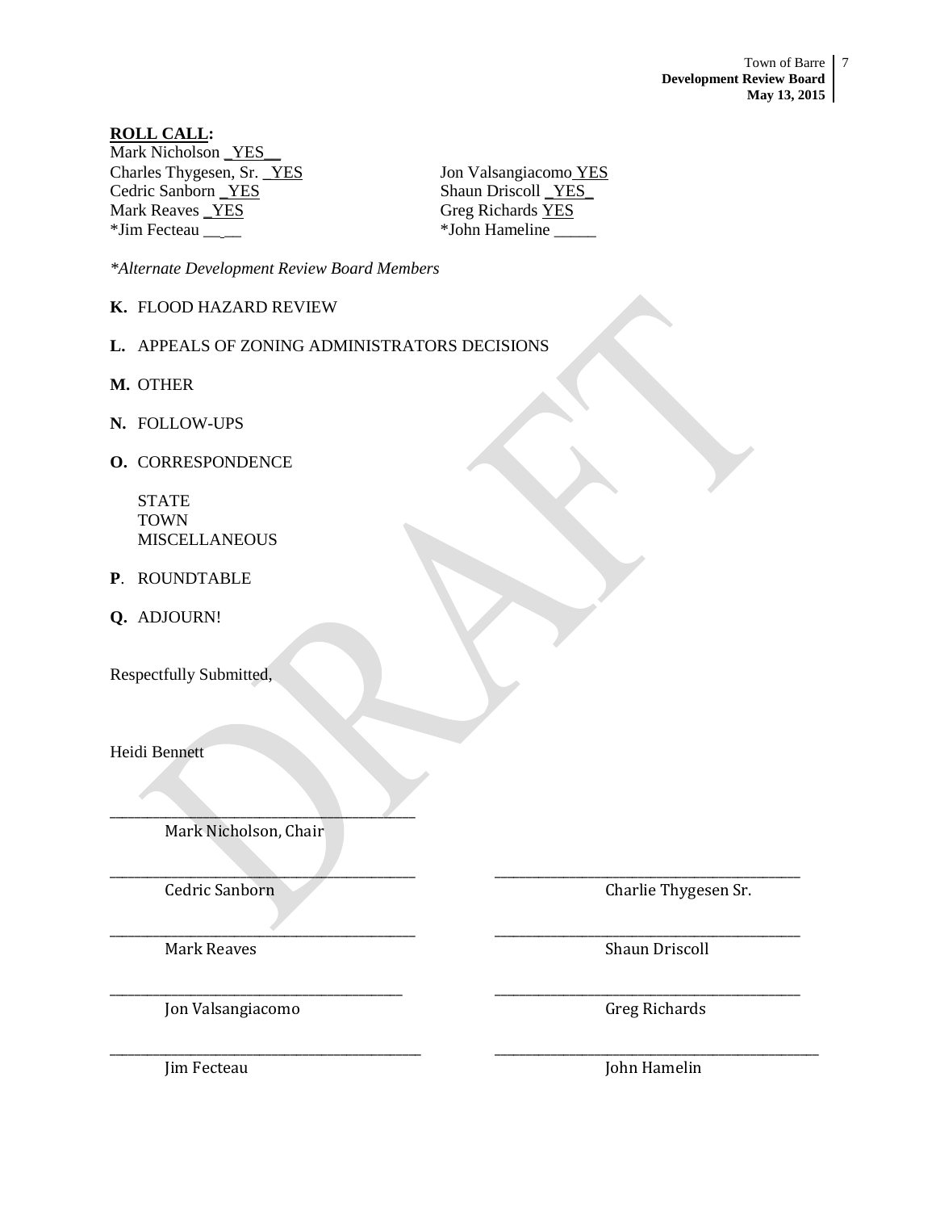**ROLL CALL:**

Mark Nicholson _YES__

Charles Thygesen, Sr. _YES

Cedric Sanborn _YES

Mark Reaves _YES

*Jim Fecteau __ __

Jon Valsangiacomo YES

Shaun Driscoll _YES_

Greg Richards YES

*John Hameline _____

*\*Alternate Development Review Board Members*

**K.** FLOOD HAZARD REVIEW

**L.** APPEALS OF ZONING ADMINISTRATORS DECISIONS

**M.** OTHER

**N.** FOLLOW-UPS

**O.** CORRESPONDENCE

STATE
TOWN
MISCELLANEOUS

**P**. ROUNDTABLE

**Q.** ADJOURN!

Respectfully Submitted,

Heidi Bennett

______________________________
Mark Nicholson, Chair

______________________________
Cedric Sanborn

______________________________
Charlie Thygesen Sr.

______________________________
Mark Reaves

______________________________
Shaun Driscoll

______________________________
Jon Valsangiacomo

______________________________
Greg Richards

______________________________
Jim Fecteau

______________________________
John Hamelin

DRAFT